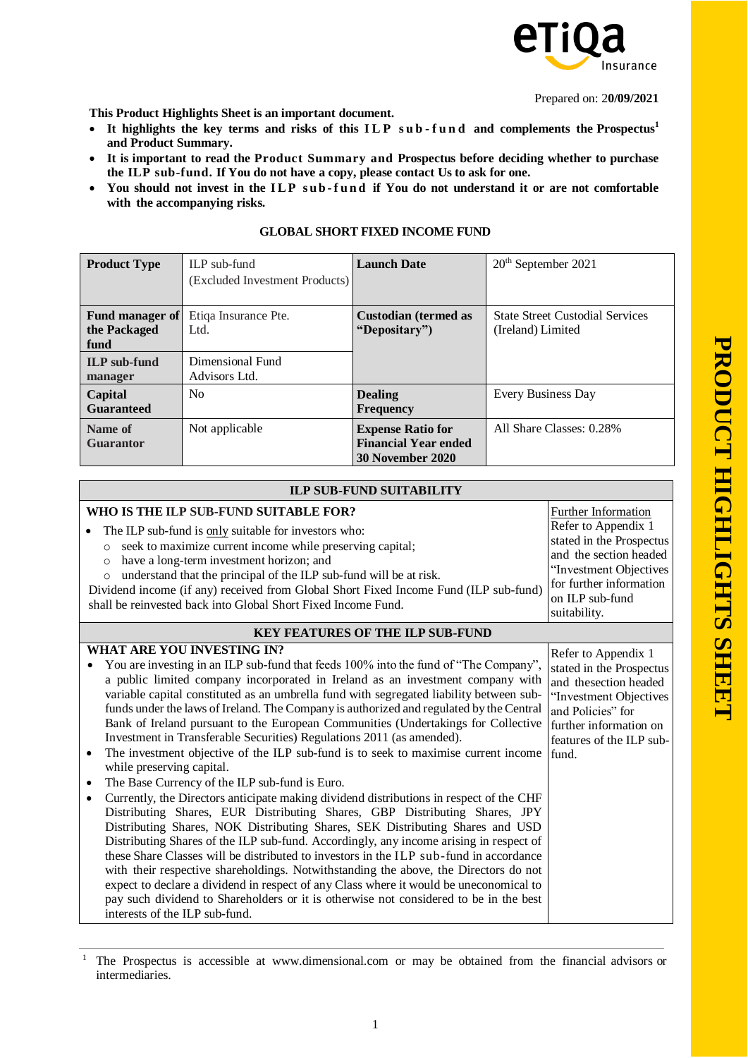Prepared on: 20/09/2021

**This Product Highlights Sheet is an important document.**

- **It highlights the key terms and risks of this ILP sub-fund and complements the Prospectus[1] and Product Summary.**
- **It is important to read the Product Summary and Prospectus before deciding whether to purchase the ILP sub-fund. If You do not have a copy, please contact Us to ask for one.**
- **You should not invest in the ILP sub-fund if You do not understand it or are not comfortable with the accompanying risks.**

## GLOBAL SHORT FIXED INCOME FUND

| **Product Type** | ILP sub-fund (Excluded Investment Products) | **Launch Date** | 20th September 2021 |
|---|---|---|---|
| **Fund manager of the Packaged fund** | Etiqa Insurance Pte. Ltd. | **Custodian (termed as "Depositary")** | State Street Custodial Services (Ireland) Limited |
| **ILP sub-fund manager** | Dimensional Fund Advisors Ltd. | | |
| **Capital Guaranteed** | No | **Dealing Frequency** | Every Business Day |
| **Name of Guarantor** | Not applicable | **Expense Ratio for Financial Year ended 30 November 2020** | All Share Classes: 0.28% |

## ILP SUB-FUND SUITABILITY

### WHO IS THE ILP SUB-FUND SUITABLE FOR?

- The ILP sub-fund is only suitable for investors who:
  - seek to maximize current income while preserving capital;
  - have a long-term investment horizon; and
  - understand that the principal of the ILP sub-fund will be at risk.

Dividend income (if any) received from Global Short Fixed Income Fund (ILP sub-fund) shall be reinvested back into Global Short Fixed Income Fund.

Further Information
Refer to Appendix 1 stated in the Prospectus and the section headed "Investment Objectives for further information on ILP sub-fund suitability.

## KEY FEATURES OF THE ILP SUB-FUND

### WHAT ARE YOU INVESTING IN?

- You are investing in an ILP sub-fund that feeds 100% into the fund of "The Company", a public limited company incorporated in Ireland as an investment company with variable capital constituted as an umbrella fund with segregated liability between sub-funds under the laws of Ireland. The Company is authorized and regulated by the Central Bank of Ireland pursuant to the European Communities (Undertakings for Collective Investment in Transferable Securities) Regulations 2011 (as amended).
- The investment objective of the ILP sub-fund is to seek to maximise current income while preserving capital.
- The Base Currency of the ILP sub-fund is Euro.
- Currently, the Directors anticipate making dividend distributions in respect of the CHF Distributing Shares, EUR Distributing Shares, GBP Distributing Shares, JPY Distributing Shares, NOK Distributing Shares, SEK Distributing Shares and USD Distributing Shares of the ILP sub-fund. Accordingly, any income arising in respect of these Share Classes will be distributed to investors in the ILP sub-fund in accordance with their respective shareholdings. Notwithstanding the above, the Directors do not expect to declare a dividend in respect of any Class where it would be uneconomical to pay such dividend to Shareholders or it is otherwise not considered to be in the best interests of the ILP sub-fund.

Refer to Appendix 1 stated in the Prospectus and thesection headed "Investment Objectives and Policies" for further information on features of the ILP sub-fund.

[1] The Prospectus is accessible at www.dimensional.com or may be obtained from the financial advisors or intermediaries.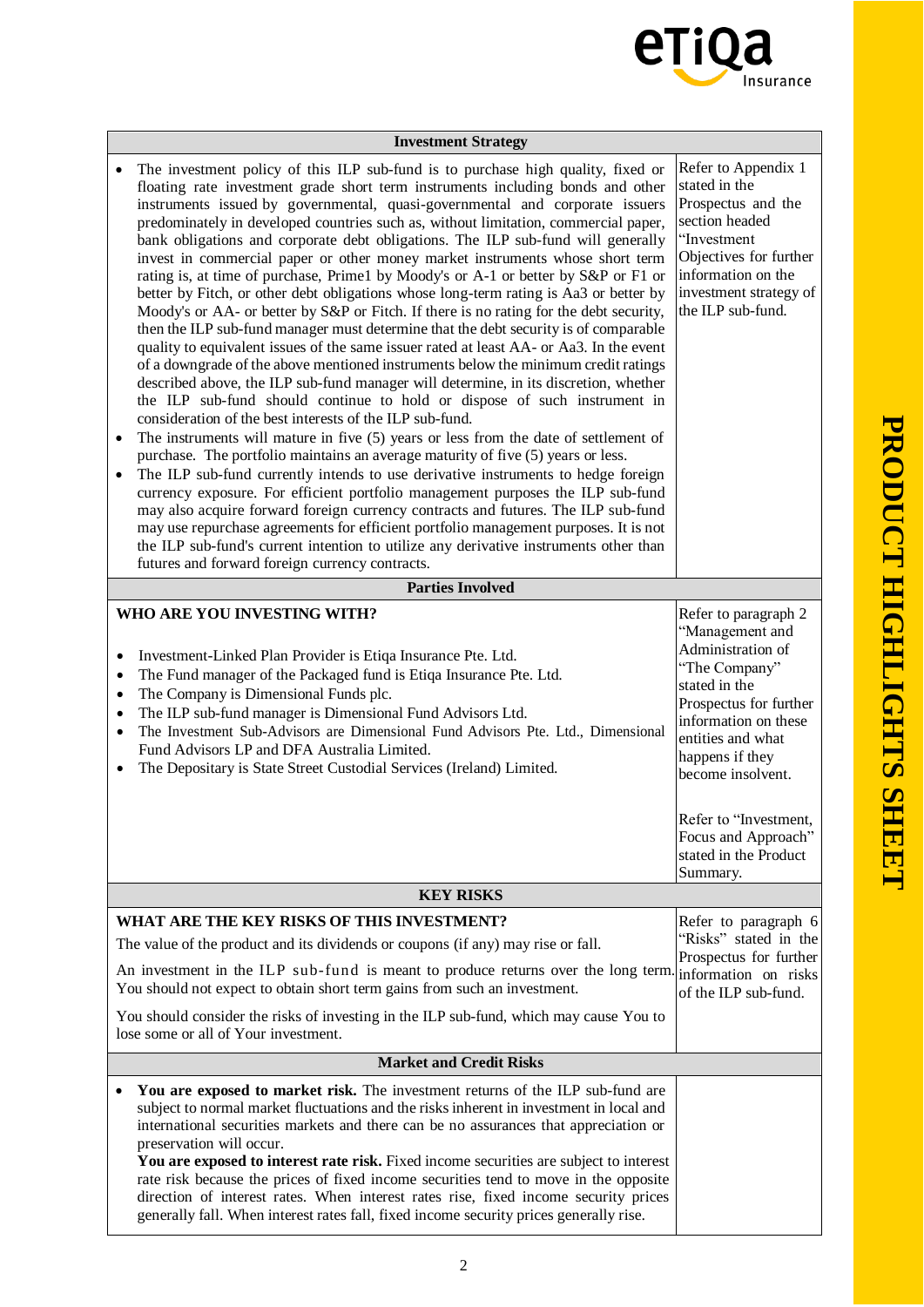| Investment Strategy | |
|---|---|
| • The investment policy of this ILP sub-fund is to purchase high quality, fixed or floating rate investment grade short term instruments including bonds and other instruments issued by governmental, quasi-governmental and corporate issuers predominately in developed countries such as, without limitation, commercial paper, bank obligations and corporate debt obligations. The ILP sub-fund will generally invest in commercial paper or other money market instruments whose short term rating is, at time of purchase, Prime1 by Moody's or A-1 or better by S&P or F1 or better by Fitch, or other debt obligations whose long-term rating is Aa3 or better by Moody's or AA- or better by S&P or Fitch. If there is no rating for the debt security, then the ILP sub-fund manager must determine that the debt security is of comparable quality to equivalent issues of the same issuer rated at least AA- or Aa3. In the event of a downgrade of the above mentioned instruments below the minimum credit ratings described above, the ILP sub-fund manager will determine, in its discretion, whether the ILP sub-fund should continue to hold or dispose of such instrument in consideration of the best interests of the ILP sub-fund.<br>• The instruments will mature in five (5) years or less from the date of settlement of purchase. The portfolio maintains an average maturity of five (5) years or less.<br>• The ILP sub-fund currently intends to use derivative instruments to hedge foreign currency exposure. For efficient portfolio management purposes the ILP sub-fund may also acquire forward foreign currency contracts and futures. The ILP sub-fund may use repurchase agreements for efficient portfolio management purposes. It is not the ILP sub-fund's current intention to utilize any derivative instruments other than futures and forward foreign currency contracts. | Refer to Appendix 1 stated in the Prospectus and the section headed "Investment Objectives for further information on the investment strategy of the ILP sub-fund. |
| **Parties Involved** | |
| **WHO ARE YOU INVESTING WITH?**<br>• Investment-Linked Plan Provider is Etiqa Insurance Pte. Ltd.<br>• The Fund manager of the Packaged fund is Etiqa Insurance Pte. Ltd.<br>• The Company is Dimensional Funds plc.<br>• The ILP sub-fund manager is Dimensional Fund Advisors Ltd.<br>• The Investment Sub-Advisors are Dimensional Fund Advisors Pte. Ltd., Dimensional Fund Advisors LP and DFA Australia Limited.<br>• The Depositary is State Street Custodial Services (Ireland) Limited. | Refer to paragraph 2 "Management and Administration of "The Company" stated in the Prospectus for further information on these entities and what happens if they become insolvent.<br><br>Refer to "Investment, Focus and Approach" stated in the Product Summary. |
| **KEY RISKS** | |
| **WHAT ARE THE KEY RISKS OF THIS INVESTMENT?**<br>The value of the product and its dividends or coupons (if any) may rise or fall.<br>An investment in the ILP sub-fund is meant to produce returns over the long term. You should not expect to obtain short term gains from such an investment.<br>You should consider the risks of investing in the ILP sub-fund, which may cause You to lose some or all of Your investment. | Refer to paragraph 6 "Risks" stated in the Prospectus for further information on risks of the ILP sub-fund. |
| **Market and Credit Risks** | |
| • **You are exposed to market risk.** The investment returns of the ILP sub-fund are subject to normal market fluctuations and the risks inherent in investment in local and international securities markets and there can be no assurances that appreciation or preservation will occur.<br>**You are exposed to interest rate risk.** Fixed income securities are subject to interest rate risk because the prices of fixed income securities tend to move in the opposite direction of interest rates. When interest rates rise, fixed income security prices generally fall. When interest rates fall, fixed income security prices generally rise. | |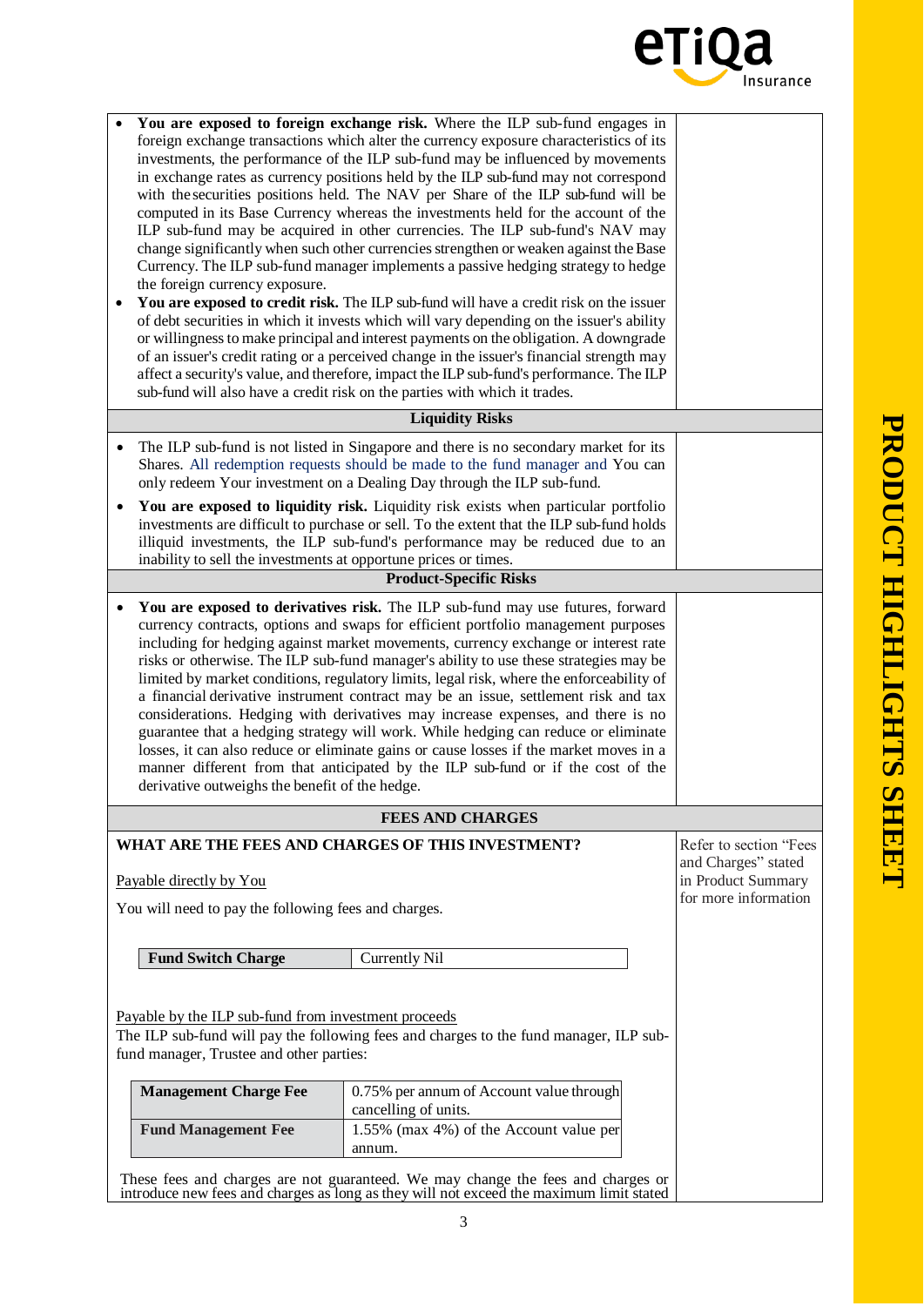- **You are exposed to foreign exchange risk.** Where the ILP sub-fund engages in foreign exchange transactions which alter the currency exposure characteristics of its investments, the performance of the ILP sub-fund may be influenced by movements in exchange rates as currency positions held by the ILP sub-fund may not correspond with the securities positions held. The NAV per Share of the ILP sub-fund will be computed in its Base Currency whereas the investments held for the account of the ILP sub-fund may be acquired in other currencies. The ILP sub-fund's NAV may change significantly when such other currencies strengthen or weaken against the Base Currency. The ILP sub-fund manager implements a passive hedging strategy to hedge the foreign currency exposure.
- **You are exposed to credit risk.** The ILP sub-fund will have a credit risk on the issuer of debt securities in which it invests which will vary depending on the issuer's ability or willingness to make principal and interest payments on the obligation. A downgrade of an issuer's credit rating or a perceived change in the issuer's financial strength may affect a security's value, and therefore, impact the ILP sub-fund's performance. The ILP sub-fund will also have a credit risk on the parties with which it trades.

### Liquidity Risks

- The ILP sub-fund is not listed in Singapore and there is no secondary market for its Shares. All redemption requests should be made to the fund manager and You can only redeem Your investment on a Dealing Day through the ILP sub-fund.
- **You are exposed to liquidity risk.** Liquidity risk exists when particular portfolio investments are difficult to purchase or sell. To the extent that the ILP sub-fund holds illiquid investments, the ILP sub-fund's performance may be reduced due to an inability to sell the investments at opportune prices or times.

### Product-Specific Risks

- **You are exposed to derivatives risk.** The ILP sub-fund may use futures, forward currency contracts, options and swaps for efficient portfolio management purposes including for hedging against market movements, currency exchange or interest rate risks or otherwise. The ILP sub-fund manager's ability to use these strategies may be limited by market conditions, regulatory limits, legal risk, where the enforceability of a financial derivative instrument contract may be an issue, settlement risk and tax considerations. Hedging with derivatives may increase expenses, and there is no guarantee that a hedging strategy will work. While hedging can reduce or eliminate losses, it can also reduce or eliminate gains or cause losses if the market moves in a manner different from that anticipated by the ILP sub-fund or if the cost of the derivative outweighs the benefit of the hedge.

## FEES AND CHARGES

### WHAT ARE THE FEES AND CHARGES OF THIS INVESTMENT?

Refer to section "Fees and Charges" stated in Product Summary for more information

Payable directly by You

You will need to pay the following fees and charges.

| Fund Switch Charge | Currently Nil |
|---|---|

Payable by the ILP sub-fund from investment proceeds

The ILP sub-fund will pay the following fees and charges to the fund manager, ILP sub-fund manager, Trustee and other parties:

| Management Charge Fee | 0.75% per annum of Account value through cancelling of units. |
|---|---|
| **Fund Management Fee** | 1.55% (max 4%) of the Account value per annum. |

These fees and charges are not guaranteed. We may change the fees and charges or introduce new fees and charges as long as they will not exceed the maximum limit stated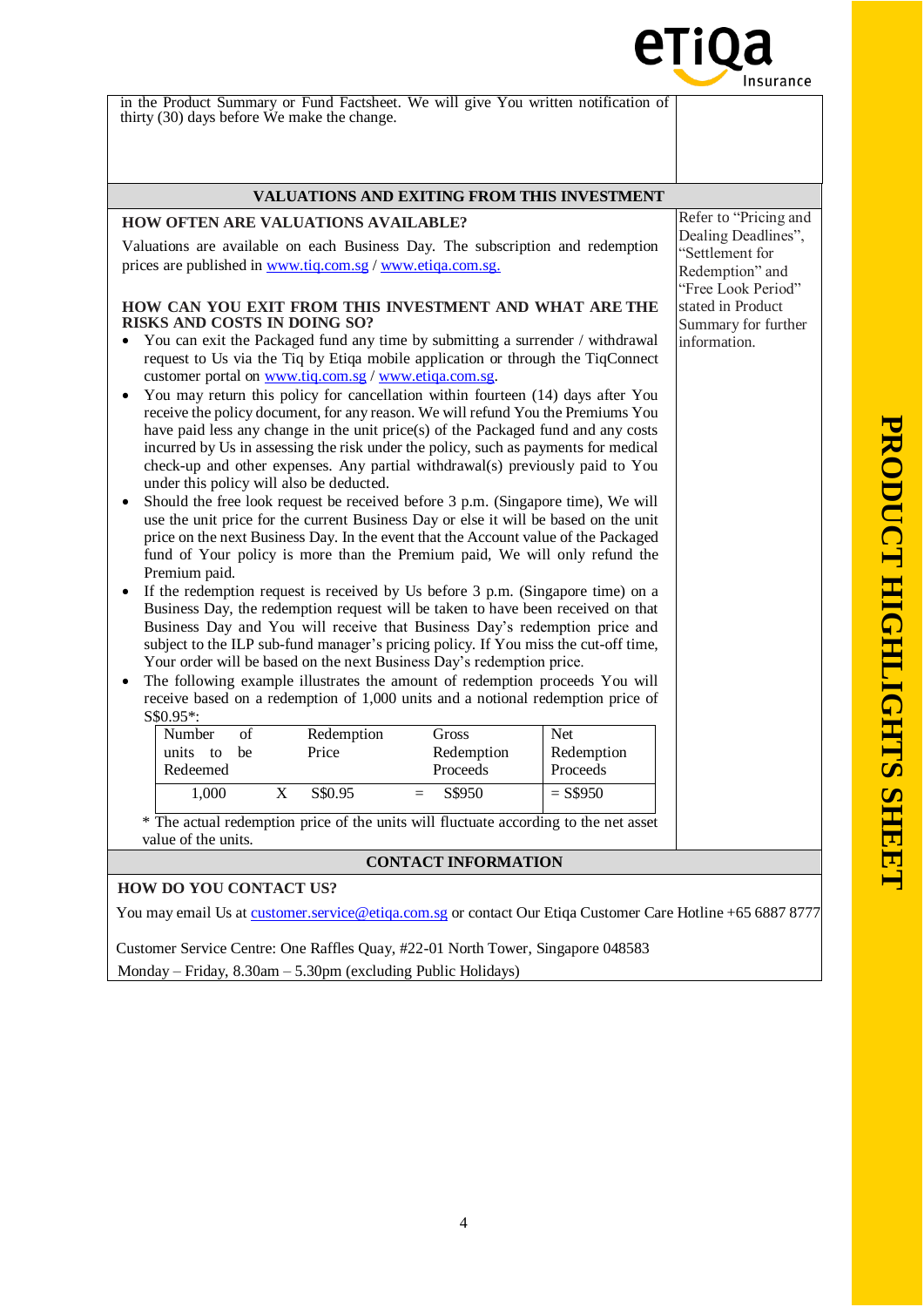in the Product Summary or Fund Factsheet. We will give You written notification of thirty (30) days before We make the change.

## VALUATIONS AND EXITING FROM THIS INVESTMENT

### HOW OFTEN ARE VALUATIONS AVAILABLE?

Valuations are available on each Business Day. The subscription and redemption prices are published in www.tiq.com.sg / www.etiqa.com.sg.

### HOW CAN YOU EXIT FROM THIS INVESTMENT AND WHAT ARE THE RISKS AND COSTS IN DOING SO?

- You can exit the Packaged fund any time by submitting a surrender / withdrawal request to Us via the Tiq by Etiqa mobile application or through the TiqConnect customer portal on www.tiq.com.sg / www.etiqa.com.sg.
- You may return this policy for cancellation within fourteen (14) days after You receive the policy document, for any reason. We will refund You the Premiums You have paid less any change in the unit price(s) of the Packaged fund and any costs incurred by Us in assessing the risk under the policy, such as payments for medical check-up and other expenses. Any partial withdrawal(s) previously paid to You under this policy will also be deducted.
- Should the free look request be received before 3 p.m. (Singapore time), We will use the unit price for the current Business Day or else it will be based on the unit price on the next Business Day. In the event that the Account value of the Packaged fund of Your policy is more than the Premium paid, We will only refund the Premium paid.
- If the redemption request is received by Us before 3 p.m. (Singapore time) on a Business Day, the redemption request will be taken to have been received on that Business Day and You will receive that Business Day's redemption price and subject to the ILP sub-fund manager's pricing policy. If You miss the cut-off time, Your order will be based on the next Business Day's redemption price.
- The following example illustrates the amount of redemption proceeds You will receive based on a redemption of 1,000 units and a notional redemption price of S$0.95*:

| Number of units to be Redeemed | | Redemption Price | | Gross Redemption Proceeds | Net Redemption Proceeds |
|---|---|---|---|---|---|
| 1,000 | X | S$0.95 | = | S$950 | = S$950 |

\* The actual redemption price of the units will fluctuate according to the net asset value of the units.

Refer to "Pricing and Dealing Deadlines", "Settlement for Redemption" and "Free Look Period" stated in Product Summary for further information.

## CONTACT INFORMATION

### HOW DO YOU CONTACT US?

You may email Us at customer.service@etiqa.com.sg or contact Our Etiqa Customer Care Hotline +65 6887 8777

Customer Service Centre: One Raffles Quay, #22-01 North Tower, Singapore 048583
Monday – Friday, 8.30am – 5.30pm (excluding Public Holidays)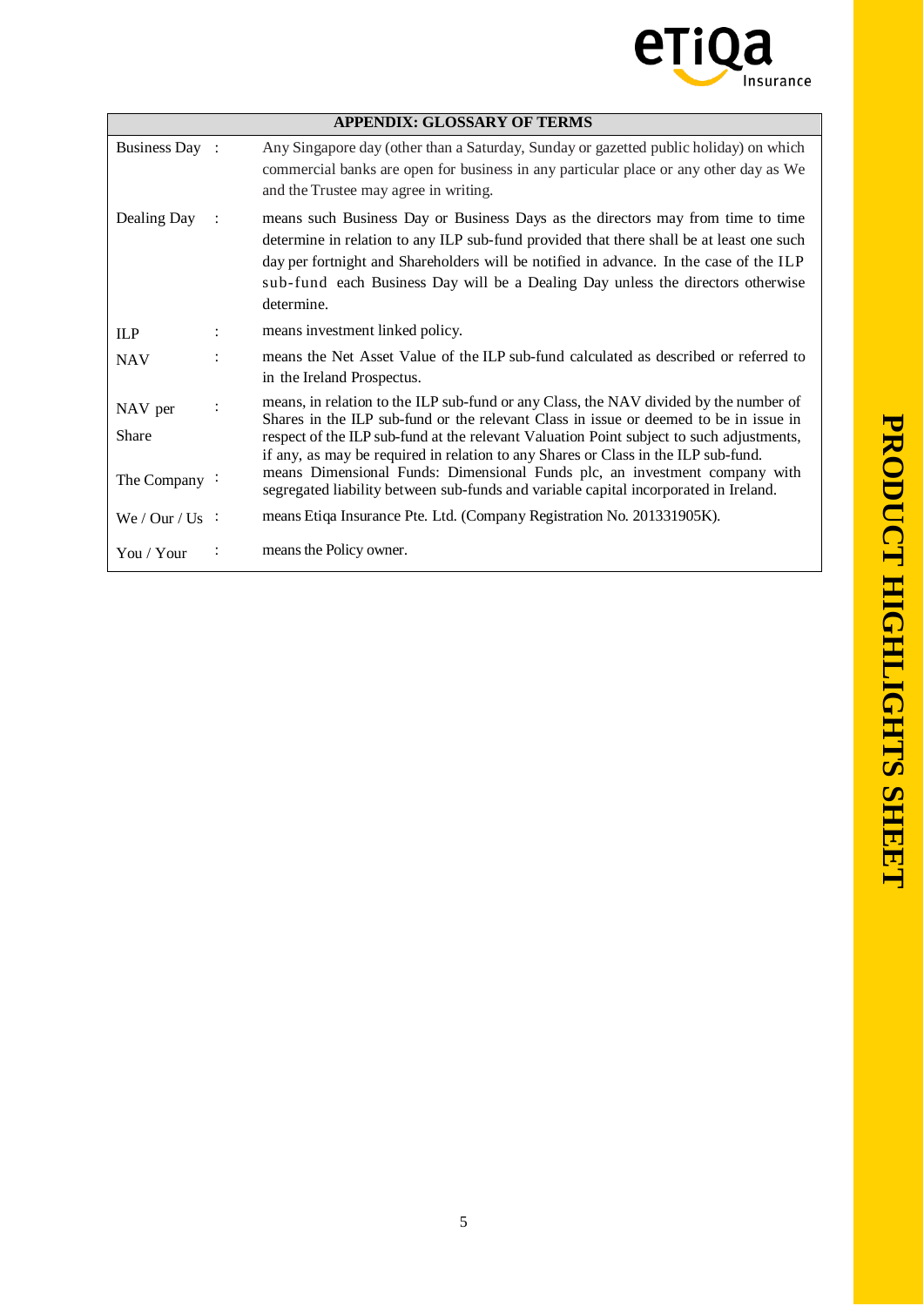## APPENDIX: GLOSSARY OF TERMS

| | | |
|---|---|---|
| Business Day | : | Any Singapore day (other than a Saturday, Sunday or gazetted public holiday) on which commercial banks are open for business in any particular place or any other day as We and the Trustee may agree in writing. |
| Dealing Day | : | means such Business Day or Business Days as the directors may from time to time determine in relation to any ILP sub-fund provided that there shall be at least one such day per fortnight and Shareholders will be notified in advance. In the case of the ILP sub-fund each Business Day will be a Dealing Day unless the directors otherwise determine. |
| ILP | : | means investment linked policy. |
| NAV | : | means the Net Asset Value of the ILP sub-fund calculated as described or referred to in the Ireland Prospectus. |
| NAV per Share | : | means, in relation to the ILP sub-fund or any Class, the NAV divided by the number of Shares in the ILP sub-fund or the relevant Class in issue or deemed to be in issue in respect of the ILP sub-fund at the relevant Valuation Point subject to such adjustments, if any, as may be required in relation to any Shares or Class in the ILP sub-fund. |
| The Company | : | means Dimensional Funds: Dimensional Funds plc, an investment company with segregated liability between sub-funds and variable capital incorporated in Ireland. |
| We / Our / Us | : | means Etiqa Insurance Pte. Ltd. (Company Registration No. 201331905K). |
| You / Your | : | means the Policy owner. |